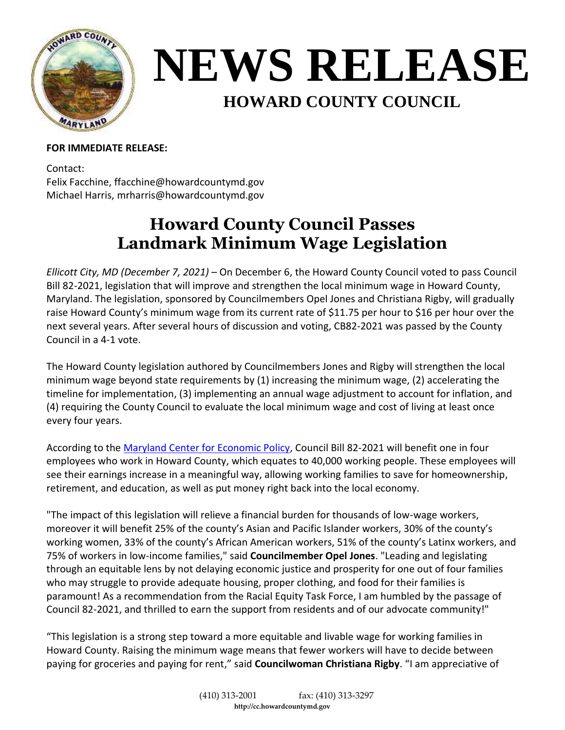# NEWS RELEASE

## HOWARD COUNTY COUNCIL

**FOR IMMEDIATE RELEASE:**

Contact:
Felix Facchine, ffacchine@howardcountymd.gov
Michael Harris, mrharris@howardcountymd.gov

## Howard County Council Passes Landmark Minimum Wage Legislation

*Ellicott City, MD (December 7, 2021)* – On December 6, the Howard County Council voted to pass Council Bill 82-2021, legislation that will improve and strengthen the local minimum wage in Howard County, Maryland. The legislation, sponsored by Councilmembers Opel Jones and Christiana Rigby, will gradually raise Howard County's minimum wage from its current rate of $11.75 per hour to $16 per hour over the next several years. After several hours of discussion and voting, CB82-2021 was passed by the County Council in a 4-1 vote.

The Howard County legislation authored by Councilmembers Jones and Rigby will strengthen the local minimum wage beyond state requirements by (1) increasing the minimum wage, (2) accelerating the timeline for implementation, (3) implementing an annual wage adjustment to account for inflation, and (4) requiring the County Council to evaluate the local minimum wage and cost of living at least once every four years.

According to the Maryland Center for Economic Policy, Council Bill 82-2021 will benefit one in four employees who work in Howard County, which equates to 40,000 working people. These employees will see their earnings increase in a meaningful way, allowing working families to save for homeownership, retirement, and education, as well as put money right back into the local economy.

"The impact of this legislation will relieve a financial burden for thousands of low-wage workers, moreover it will benefit 25% of the county's Asian and Pacific Islander workers, 30% of the county's working women, 33% of the county's African American workers, 51% of the county's Latinx workers, and 75% of workers in low-income families," said **Councilmember Opel Jones**. "Leading and legislating through an equitable lens by not delaying economic justice and prosperity for one out of four families who may struggle to provide adequate housing, proper clothing, and food for their families is paramount! As a recommendation from the Racial Equity Task Force, I am humbled by the passage of Council 82-2021, and thrilled to earn the support from residents and of our advocate community!"

"This legislation is a strong step toward a more equitable and livable wage for working families in Howard County. Raising the minimum wage means that fewer workers will have to decide between paying for groceries and paying for rent," said **Councilwoman Christiana Rigby**. "I am appreciative of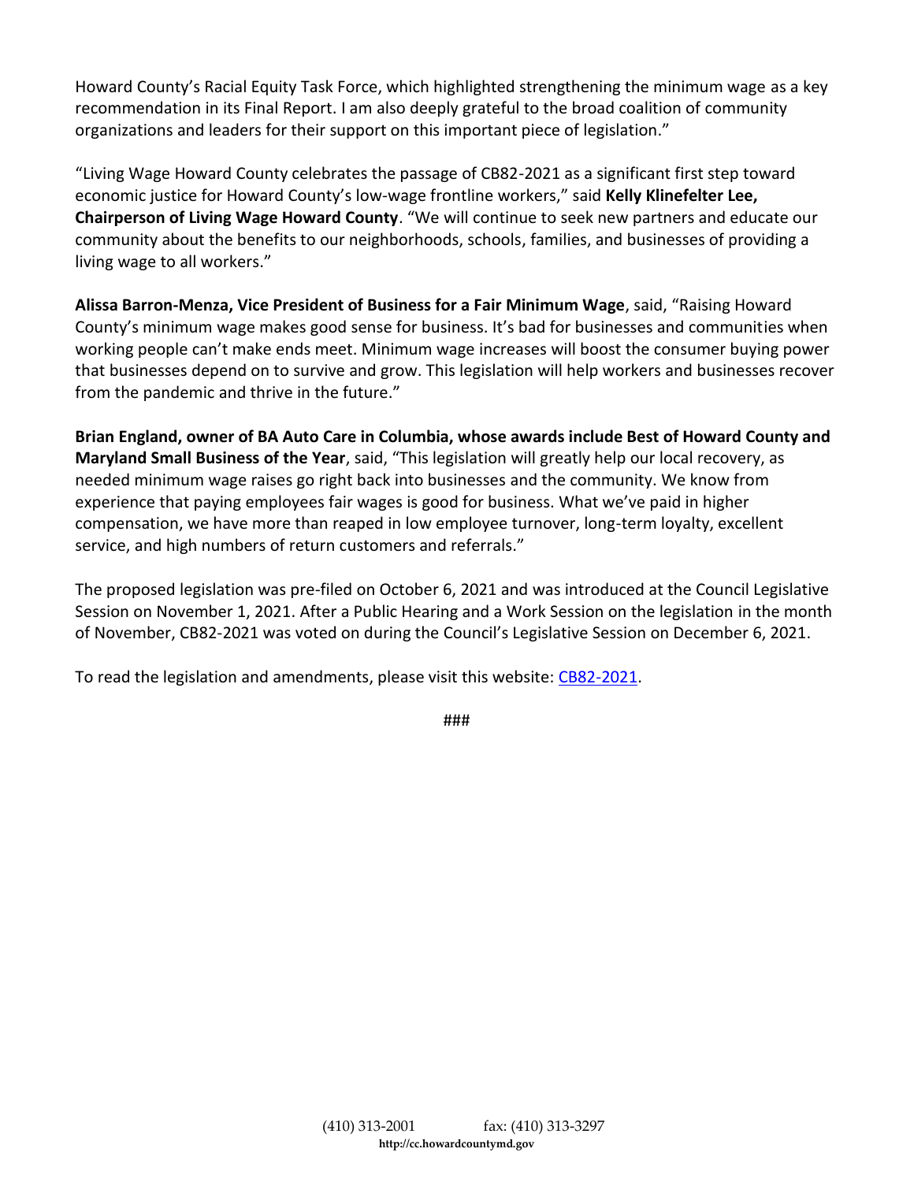Howard County's Racial Equity Task Force, which highlighted strengthening the minimum wage as a key recommendation in its Final Report. I am also deeply grateful to the broad coalition of community organizations and leaders for their support on this important piece of legislation."

"Living Wage Howard County celebrates the passage of CB82-2021 as a significant first step toward economic justice for Howard County's low-wage frontline workers," said **Kelly Klinefelter Lee, Chairperson of Living Wage Howard County**. "We will continue to seek new partners and educate our community about the benefits to our neighborhoods, schools, families, and businesses of providing a living wage to all workers."

**Alissa Barron-Menza, Vice President of Business for a Fair Minimum Wage**, said, "Raising Howard County's minimum wage makes good sense for business. It's bad for businesses and communities when working people can't make ends meet. Minimum wage increases will boost the consumer buying power that businesses depend on to survive and grow. This legislation will help workers and businesses recover from the pandemic and thrive in the future."

**Brian England, owner of BA Auto Care in Columbia, whose awards include Best of Howard County and Maryland Small Business of the Year**, said, "This legislation will greatly help our local recovery, as needed minimum wage raises go right back into businesses and the community. We know from experience that paying employees fair wages is good for business. What we've paid in higher compensation, we have more than reaped in low employee turnover, long-term loyalty, excellent service, and high numbers of return customers and referrals."

The proposed legislation was pre-filed on October 6, 2021 and was introduced at the Council Legislative Session on November 1, 2021. After a Public Hearing and a Work Session on the legislation in the month of November, CB82-2021 was voted on during the Council's Legislative Session on December 6, 2021.

To read the legislation and amendments, please visit this website: CB82-2021.

###

(410) 313-2001 fax: (410) 313-3297
**http://cc.howardcountymd.gov**